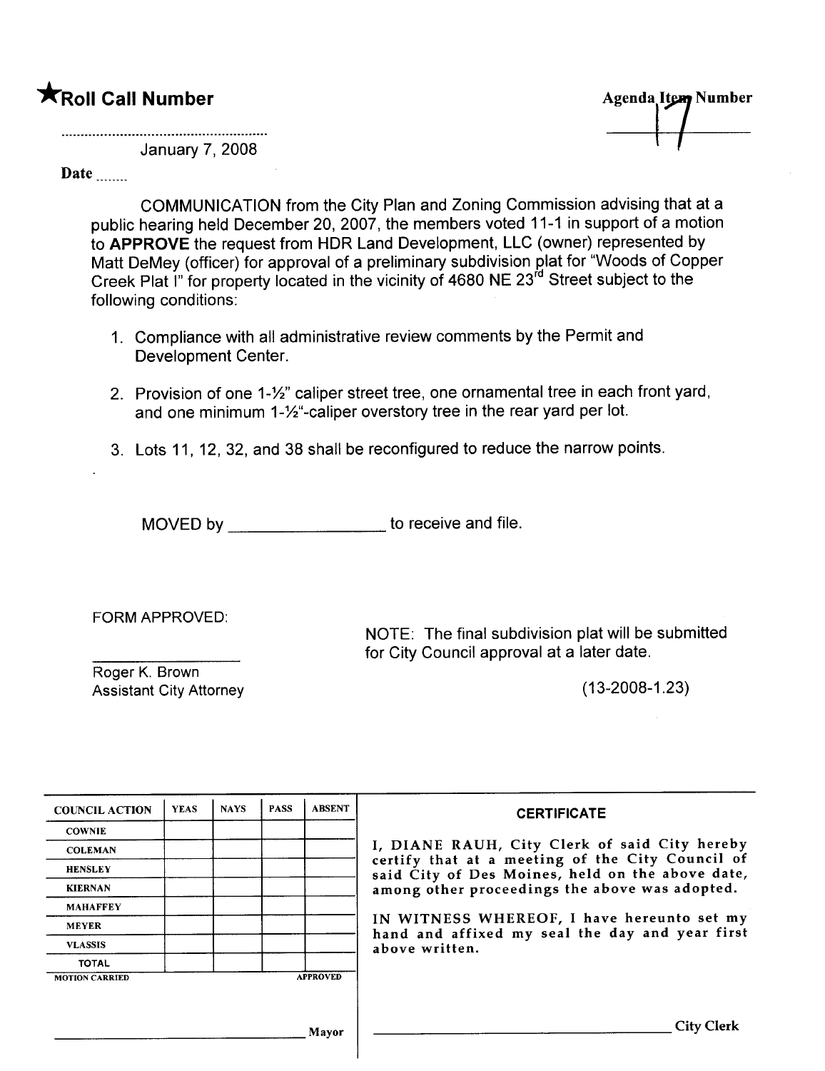★**Roll Call Number**

Agenda Item Number

17

January 7, 2008

Date ........

COMMUNICATION from the City Plan and Zoning Commission advising that at a public hearing held December 20, 2007, the members voted 11-1 in support of a motion to **APPROVE** the request from HDR Land Development, LLC (owner) represented by Matt DeMey (officer) for approval of a preliminary subdivision plat for "Woods of Copper Creek Plat I" for property located in the vicinity of 4680 NE 23rd Street subject to the following conditions:

1. Compliance with all administrative review comments by the Permit and Development Center.
2. Provision of one 1-½" caliper street tree, one ornamental tree in each front yard, and one minimum 1-½"-caliper overstory tree in the rear yard per lot.
3. Lots 11, 12, 32, and 38 shall be reconfigured to reduce the narrow points.

MOVED by ________________ to receive and file.

FORM APPROVED:

________________

Roger K. Brown
Assistant City Attorney

NOTE: The final subdivision plat will be submitted for City Council approval at a later date.

(13-2008-1.23)

| COUNCIL ACTION | YEAS | NAYS | PASS | ABSENT |
|---|---|---|---|---|
| COWNIE | | | | |
| COLEMAN | | | | |
| HENSLEY | | | | |
| KIERNAN | | | | |
| MAHAFFEY | | | | |
| MEYER | | | | |
| VLASSIS | | | | |
| TOTAL | | | | |

MOTION CARRIED APPROVED

________________ Mayor

**CERTIFICATE**

I, DIANE RAUH, City Clerk of said City hereby certify that at a meeting of the City Council of said City of Des Moines, held on the above date, among other proceedings the above was adopted.

IN WITNESS WHEREOF, I have hereunto set my hand and affixed my seal the day and year first above written.

________________ City Clerk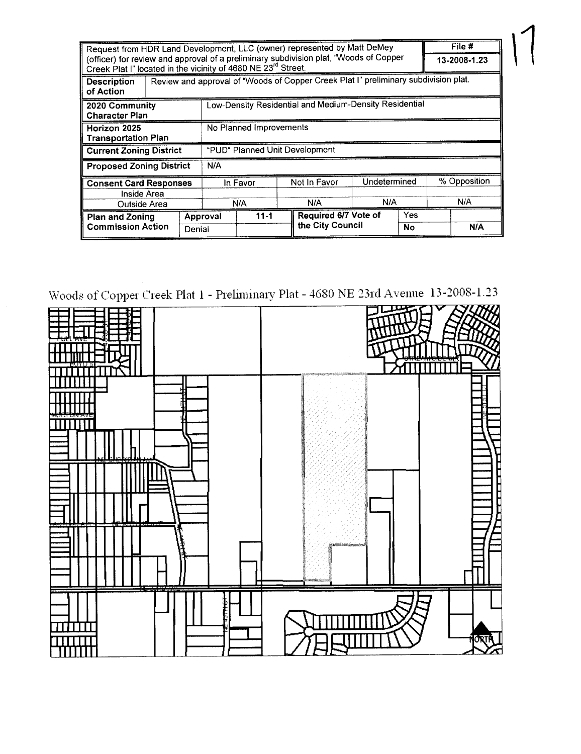| Request from HDR Land Development, LLC (owner) represented by Matt DeMey (officer) for review and approval of a preliminary subdivision plat, "Woods of Copper Creek Plat I" located in the vicinity of 4680 NE 23rd Street. | | | | | | | File # 13-2008-1.23 |
|---|---|---|---|---|---|---|---|
| **Description of Action** | Review and approval of "Woods of Copper Creek Plat I" preliminary subdivision plat. | | | | | | |
| **2020 Community Character Plan** | Low-Density Residential and Medium-Density Residential | | | | | | |
| **Horizon 2025 Transportation Plan** | No Planned Improvements | | | | | | |
| **Current Zoning District** | "PUD" Planned Unit Development | | | | | | |
| **Proposed Zoning District** | N/A | | | | | | |
| **Consent Card Responses** | | In Favor | Not In Favor | Undetermined | | % Opposition | |
| Inside Area | | | | | | | |
| Outside Area | | N/A | N/A | N/A | | N/A | |
| **Plan and Zoning Commission Action** | Approval | 11-1 | **Required 6/7 Vote of the City Council** | Yes | | | |
| | Denial | | | No | | N/A | |

Woods of Copper Creek Plat 1 - Preliminary Plat - 4680 NE 23rd Avenue 13-2008-1.23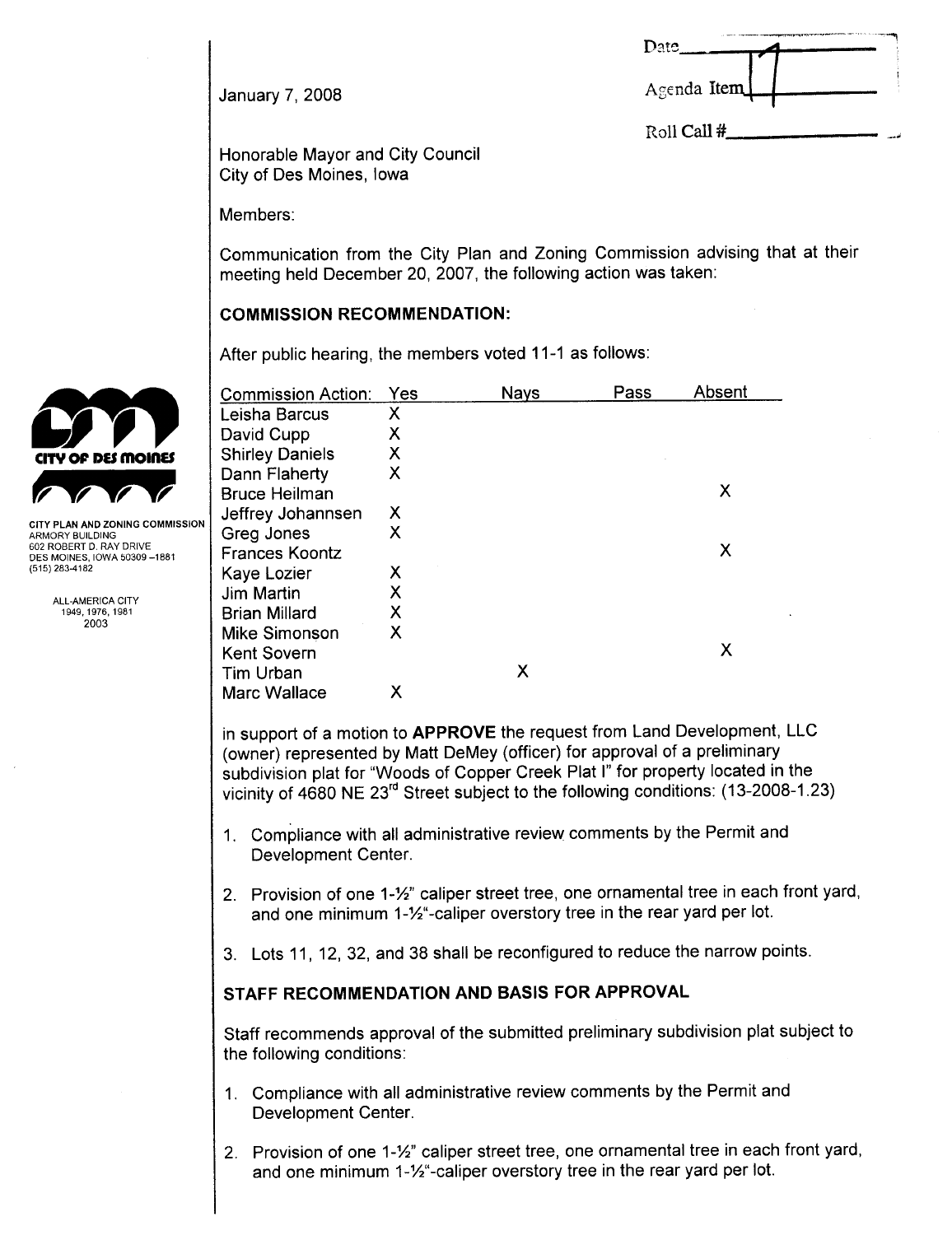Date

Agenda Item 17

Roll Call #

January 7, 2008

Honorable Mayor and City Council
City of Des Moines, Iowa

CITY PLAN AND ZONING COMMISSION
ARMORY BUILDING
602 ROBERT D. RAY DRIVE
DES MOINES, IOWA 50309 –1881
(515) 283-4182

ALL-AMERICA CITY
1949, 1976, 1981
2003

Members:

Communication from the City Plan and Zoning Commission advising that at their meeting held December 20, 2007, the following action was taken:

**COMMISSION RECOMMENDATION:**

After public hearing, the members voted 11-1 as follows:

| Commission Action: | Yes | Nays | Pass | Absent |
|---|---|---|---|---|
| Leisha Barcus | X | | | |
| David Cupp | X | | | |
| Shirley Daniels | X | | | |
| Dann Flaherty | X | | | |
| Bruce Heilman | | | | X |
| Jeffrey Johannsen | X | | | |
| Greg Jones | X | | | |
| Frances Koontz | | | | X |
| Kaye Lozier | X | | | |
| Jim Martin | X | | | |
| Brian Millard | X | | | |
| Mike Simonson | X | | | |
| Kent Sovern | | | | X |
| Tim Urban | | X | | |
| Marc Wallace | X | | | |

in support of a motion to **APPROVE** the request from Land Development, LLC (owner) represented by Matt DeMey (officer) for approval of a preliminary subdivision plat for "Woods of Copper Creek Plat I" for property located in the vicinity of 4680 NE 23rd Street subject to the following conditions: (13-2008-1.23)

1. Compliance with all administrative review comments by the Permit and Development Center.
2. Provision of one 1-½" caliper street tree, one ornamental tree in each front yard, and one minimum 1-½"-caliper overstory tree in the rear yard per lot.
3. Lots 11, 12, 32, and 38 shall be reconfigured to reduce the narrow points.

**STAFF RECOMMENDATION AND BASIS FOR APPROVAL**

Staff recommends approval of the submitted preliminary subdivision plat subject to the following conditions:

1. Compliance with all administrative review comments by the Permit and Development Center.
2. Provision of one 1-½" caliper street tree, one ornamental tree in each front yard, and one minimum 1-½"-caliper overstory tree in the rear yard per lot.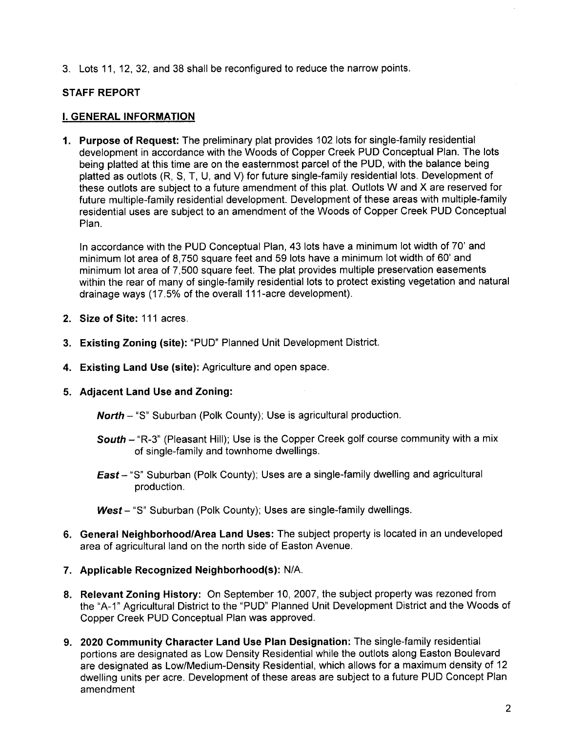3. Lots 11, 12, 32, and 38 shall be reconfigured to reduce the narrow points.

**STAFF REPORT**

**I. GENERAL INFORMATION**

1. **Purpose of Request:** The preliminary plat provides 102 lots for single-family residential development in accordance with the Woods of Copper Creek PUD Conceptual Plan. The lots being platted at this time are on the easternmost parcel of the PUD, with the balance being platted as outlots (R, S, T, U, and V) for future single-family residential lots. Development of these outlots are subject to a future amendment of this plat. Outlots W and X are reserved for future multiple-family residential development. Development of these areas with multiple-family residential uses are subject to an amendment of the Woods of Copper Creek PUD Conceptual Plan.

   In accordance with the PUD Conceptual Plan, 43 lots have a minimum lot width of 70' and minimum lot area of 8,750 square feet and 59 lots have a minimum lot width of 60' and minimum lot area of 7,500 square feet. The plat provides multiple preservation easements within the rear of many of single-family residential lots to protect existing vegetation and natural drainage ways (17.5% of the overall 111-acre development).

2. **Size of Site:** 111 acres.

3. **Existing Zoning (site):** "PUD" Planned Unit Development District.

4. **Existing Land Use (site):** Agriculture and open space.

5. **Adjacent Land Use and Zoning:**

   ***North*** – "S" Suburban (Polk County); Use is agricultural production.

   ***South*** – "R-3" (Pleasant Hill); Use is the Copper Creek golf course community with a mix of single-family and townhome dwellings.

   ***East*** – "S" Suburban (Polk County); Uses are a single-family dwelling and agricultural production.

   ***West*** – "S" Suburban (Polk County); Uses are single-family dwellings.

6. **General Neighborhood/Area Land Uses:** The subject property is located in an undeveloped area of agricultural land on the north side of Easton Avenue.

7. **Applicable Recognized Neighborhood(s):** N/A.

8. **Relevant Zoning History:** On September 10, 2007, the subject property was rezoned from the "A-1" Agricultural District to the "PUD" Planned Unit Development District and the Woods of Copper Creek PUD Conceptual Plan was approved.

9. **2020 Community Character Land Use Plan Designation:** The single-family residential portions are designated as Low Density Residential while the outlots along Easton Boulevard are designated as Low/Medium-Density Residential, which allows for a maximum density of 12 dwelling units per acre. Development of these areas are subject to a future PUD Concept Plan amendment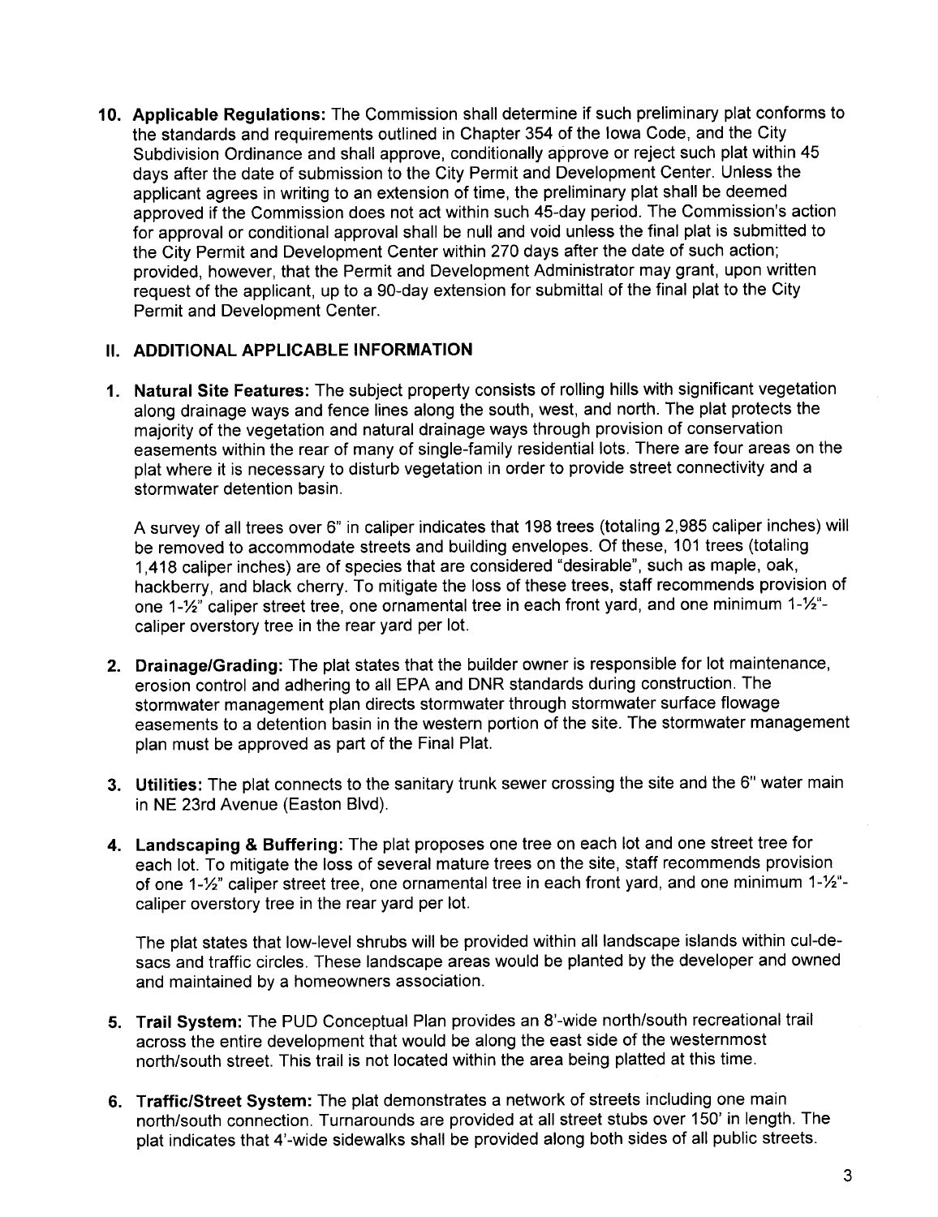10. **Applicable Regulations:** The Commission shall determine if such preliminary plat conforms to the standards and requirements outlined in Chapter 354 of the Iowa Code, and the City Subdivision Ordinance and shall approve, conditionally approve or reject such plat within 45 days after the date of submission to the City Permit and Development Center. Unless the applicant agrees in writing to an extension of time, the preliminary plat shall be deemed approved if the Commission does not act within such 45-day period. The Commission's action for approval or conditional approval shall be null and void unless the final plat is submitted to the City Permit and Development Center within 270 days after the date of such action; provided, however, that the Permit and Development Administrator may grant, upon written request of the applicant, up to a 90-day extension for submittal of the final plat to the City Permit and Development Center.

## II. ADDITIONAL APPLICABLE INFORMATION

1. **Natural Site Features:** The subject property consists of rolling hills with significant vegetation along drainage ways and fence lines along the south, west, and north. The plat protects the majority of the vegetation and natural drainage ways through provision of conservation easements within the rear of many of single-family residential lots. There are four areas on the plat where it is necessary to disturb vegetation in order to provide street connectivity and a stormwater detention basin.

   A survey of all trees over 6" in caliper indicates that 198 trees (totaling 2,985 caliper inches) will be removed to accommodate streets and building envelopes. Of these, 101 trees (totaling 1,418 caliper inches) are of species that are considered "desirable", such as maple, oak, hackberry, and black cherry. To mitigate the loss of these trees, staff recommends provision of one 1-½" caliper street tree, one ornamental tree in each front yard, and one minimum 1-½"-caliper overstory tree in the rear yard per lot.

2. **Drainage/Grading:** The plat states that the builder owner is responsible for lot maintenance, erosion control and adhering to all EPA and DNR standards during construction. The stormwater management plan directs stormwater through stormwater surface flowage easements to a detention basin in the western portion of the site. The stormwater management plan must be approved as part of the Final Plat.

3. **Utilities:** The plat connects to the sanitary trunk sewer crossing the site and the 6" water main in NE 23rd Avenue (Easton Blvd).

4. **Landscaping & Buffering:** The plat proposes one tree on each lot and one street tree for each lot. To mitigate the loss of several mature trees on the site, staff recommends provision of one 1-½" caliper street tree, one ornamental tree in each front yard, and one minimum 1-½"-caliper overstory tree in the rear yard per lot.

   The plat states that low-level shrubs will be provided within all landscape islands within cul-de-sacs and traffic circles. These landscape areas would be planted by the developer and owned and maintained by a homeowners association.

5. **Trail System:** The PUD Conceptual Plan provides an 8'-wide north/south recreational trail across the entire development that would be along the east side of the westernmost north/south street. This trail is not located within the area being platted at this time.

6. **Traffic/Street System:** The plat demonstrates a network of streets including one main north/south connection. Turnarounds are provided at all street stubs over 150' in length. The plat indicates that 4'-wide sidewalks shall be provided along both sides of all public streets.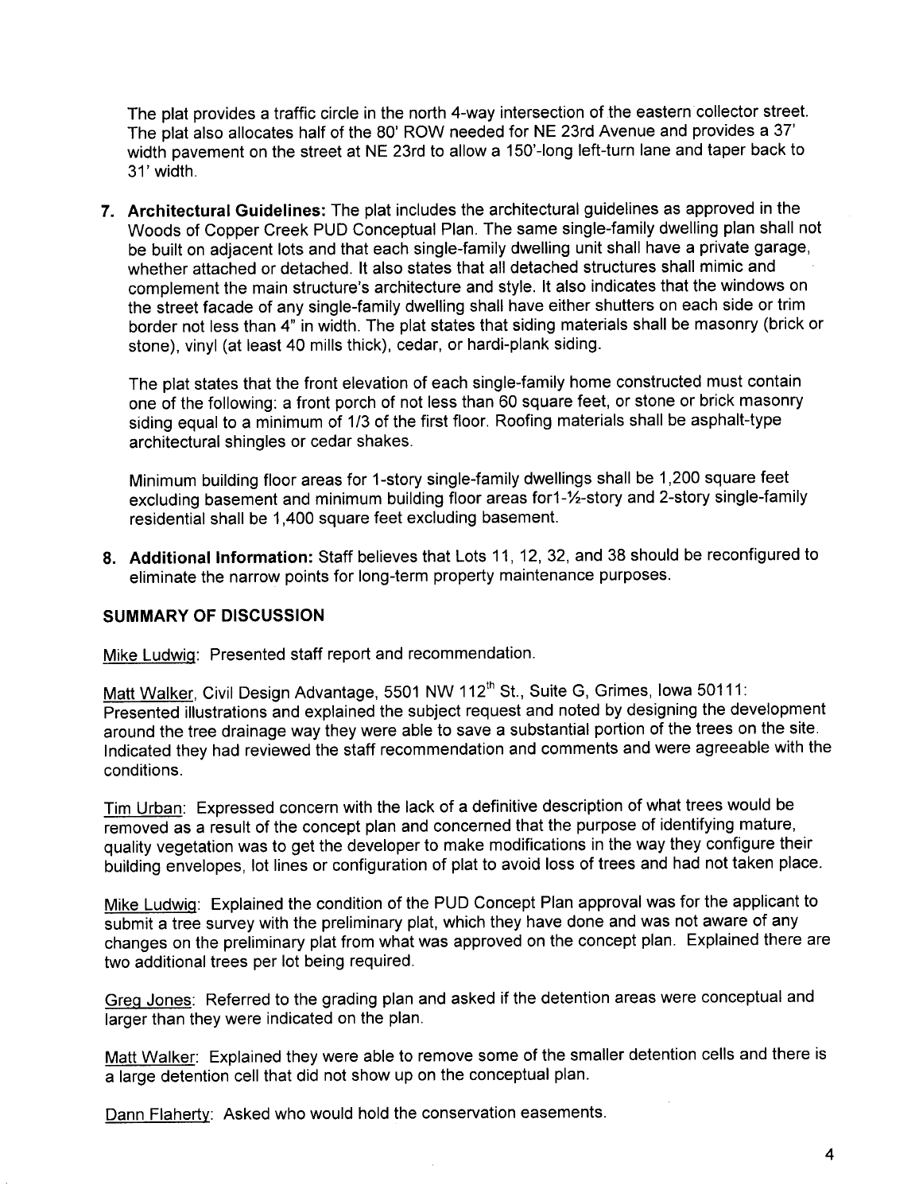The plat provides a traffic circle in the north 4-way intersection of the eastern collector street. The plat also allocates half of the 80' ROW needed for NE 23rd Avenue and provides a 37' width pavement on the street at NE 23rd to allow a 150'-long left-turn lane and taper back to 31' width.

7. **Architectural Guidelines:** The plat includes the architectural guidelines as approved in the Woods of Copper Creek PUD Conceptual Plan. The same single-family dwelling plan shall not be built on adjacent lots and that each single-family dwelling unit shall have a private garage, whether attached or detached. It also states that all detached structures shall mimic and complement the main structure's architecture and style. It also indicates that the windows on the street facade of any single-family dwelling shall have either shutters on each side or trim border not less than 4" in width. The plat states that siding materials shall be masonry (brick or stone), vinyl (at least 40 mills thick), cedar, or hardi-plank siding.

   The plat states that the front elevation of each single-family home constructed must contain one of the following: a front porch of not less than 60 square feet, or stone or brick masonry siding equal to a minimum of 1/3 of the first floor. Roofing materials shall be asphalt-type architectural shingles or cedar shakes.

   Minimum building floor areas for 1-story single-family dwellings shall be 1,200 square feet excluding basement and minimum building floor areas for1-½-story and 2-story single-family residential shall be 1,400 square feet excluding basement.

8. **Additional Information:** Staff believes that Lots 11, 12, 32, and 38 should be reconfigured to eliminate the narrow points for long-term property maintenance purposes.

### SUMMARY OF DISCUSSION

Mike Ludwig: Presented staff report and recommendation.

Matt Walker, Civil Design Advantage, 5501 NW 112th St., Suite G, Grimes, Iowa 50111: Presented illustrations and explained the subject request and noted by designing the development around the tree drainage way they were able to save a substantial portion of the trees on the site. Indicated they had reviewed the staff recommendation and comments and were agreeable with the conditions.

Tim Urban: Expressed concern with the lack of a definitive description of what trees would be removed as a result of the concept plan and concerned that the purpose of identifying mature, quality vegetation was to get the developer to make modifications in the way they configure their building envelopes, lot lines or configuration of plat to avoid loss of trees and had not taken place.

Mike Ludwig: Explained the condition of the PUD Concept Plan approval was for the applicant to submit a tree survey with the preliminary plat, which they have done and was not aware of any changes on the preliminary plat from what was approved on the concept plan. Explained there are two additional trees per lot being required.

Greg Jones: Referred to the grading plan and asked if the detention areas were conceptual and larger than they were indicated on the plan.

Matt Walker: Explained they were able to remove some of the smaller detention cells and there is a large detention cell that did not show up on the conceptual plan.

Dann Flaherty: Asked who would hold the conservation easements.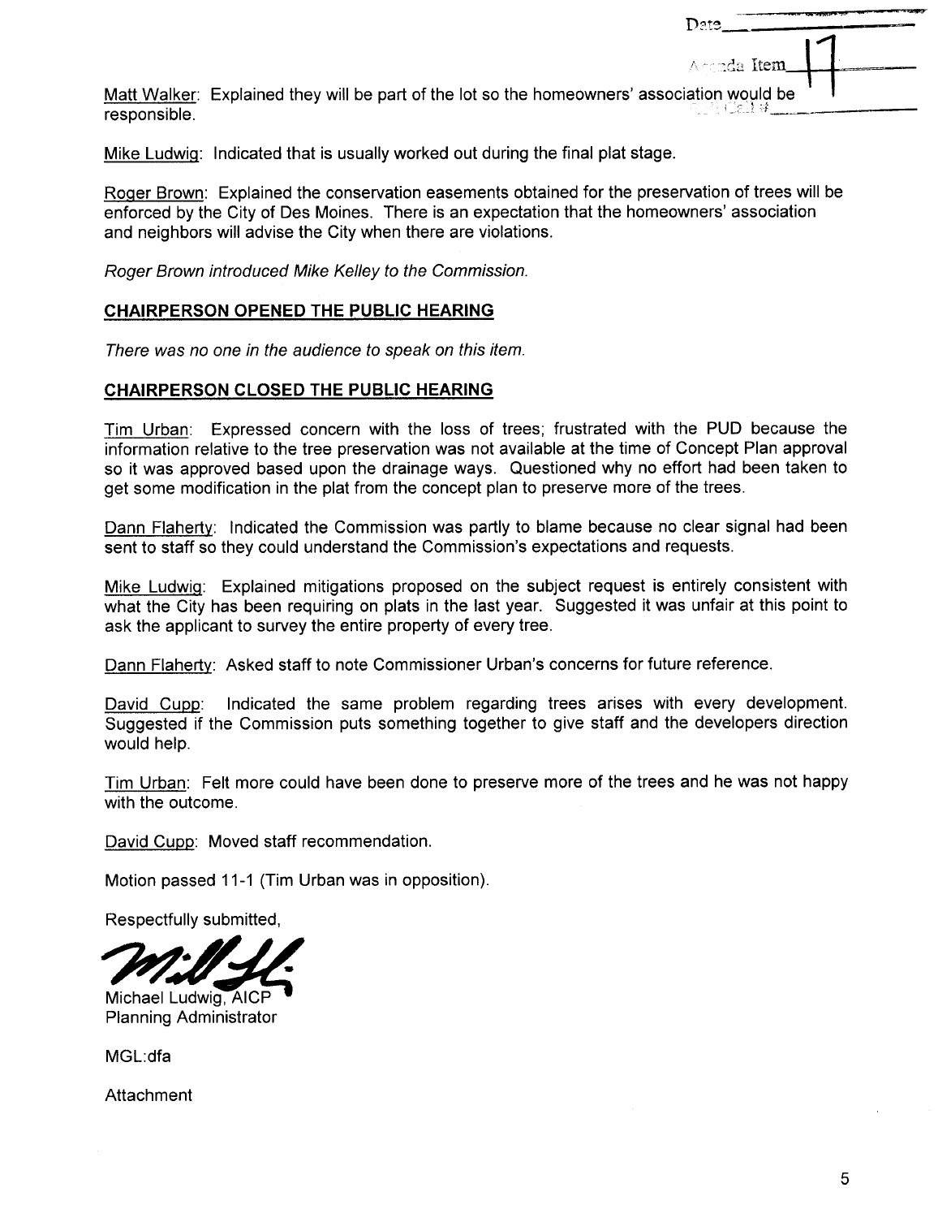Date

Agenda Item 17

Matt Walker: Explained they will be part of the lot so the homeowners' association would be responsible.

Mike Ludwig: Indicated that is usually worked out during the final plat stage.

Roger Brown: Explained the conservation easements obtained for the preservation of trees will be enforced by the City of Des Moines. There is an expectation that the homeowners' association and neighbors will advise the City when there are violations.

*Roger Brown introduced Mike Kelley to the Commission.*

**CHAIRPERSON OPENED THE PUBLIC HEARING**

*There was no one in the audience to speak on this item.*

**CHAIRPERSON CLOSED THE PUBLIC HEARING**

Tim Urban: Expressed concern with the loss of trees; frustrated with the PUD because the information relative to the tree preservation was not available at the time of Concept Plan approval so it was approved based upon the drainage ways. Questioned why no effort had been taken to get some modification in the plat from the concept plan to preserve more of the trees.

Dann Flaherty: Indicated the Commission was partly to blame because no clear signal had been sent to staff so they could understand the Commission's expectations and requests.

Mike Ludwig: Explained mitigations proposed on the subject request is entirely consistent with what the City has been requiring on plats in the last year. Suggested it was unfair at this point to ask the applicant to survey the entire property of every tree.

Dann Flaherty: Asked staff to note Commissioner Urban's concerns for future reference.

David Cupp: Indicated the same problem regarding trees arises with every development. Suggested if the Commission puts something together to give staff and the developers direction would help.

Tim Urban: Felt more could have been done to preserve more of the trees and he was not happy with the outcome.

David Cupp: Moved staff recommendation.

Motion passed 11-1 (Tim Urban was in opposition).

Respectfully submitted,

Michael Ludwig, AICP
Planning Administrator

MGL:dfa

Attachment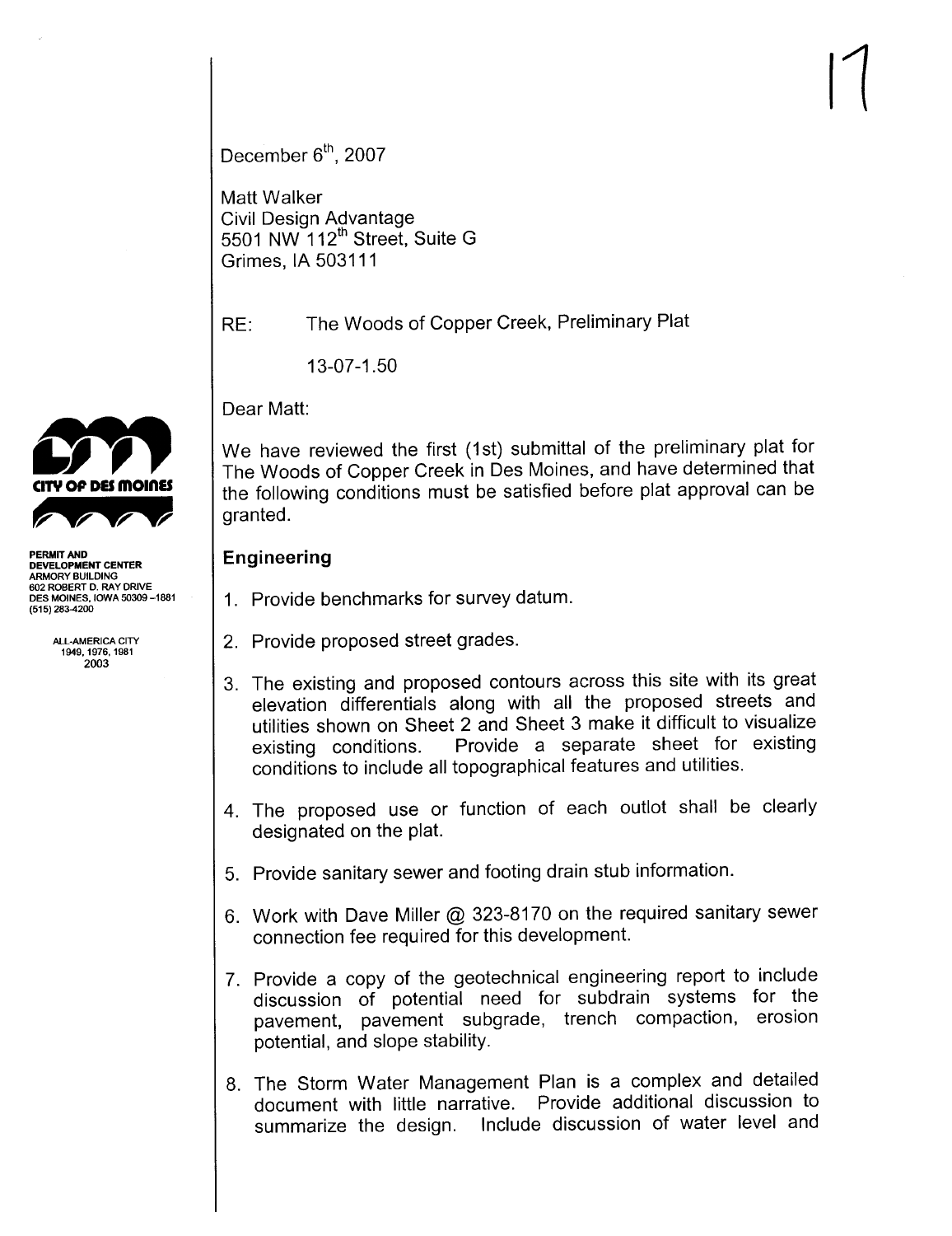17

December 6th, 2007

Matt Walker
Civil Design Advantage
5501 NW 112th Street, Suite G
Grimes, IA 503111

RE: The Woods of Copper Creek, Preliminary Plat

13-07-1.50

Dear Matt:

We have reviewed the first (1st) submittal of the preliminary plat for The Woods of Copper Creek in Des Moines, and have determined that the following conditions must be satisfied before plat approval can be granted.

CITY OF DES MOINES

PERMIT AND DEVELOPMENT CENTER
ARMORY BUILDING
602 ROBERT D. RAY DRIVE
DES MOINES, IOWA 50309-1881
(515) 283-4200

ALL-AMERICA CITY
1949, 1976, 1981
2003

## Engineering

1. Provide benchmarks for survey datum.
2. Provide proposed street grades.
3. The existing and proposed contours across this site with its great elevation differentials along with all the proposed streets and utilities shown on Sheet 2 and Sheet 3 make it difficult to visualize existing conditions. Provide a separate sheet for existing conditions to include all topographical features and utilities.
4. The proposed use or function of each outlot shall be clearly designated on the plat.
5. Provide sanitary sewer and footing drain stub information.
6. Work with Dave Miller @ 323-8170 on the required sanitary sewer connection fee required for this development.
7. Provide a copy of the geotechnical engineering report to include discussion of potential need for subdrain systems for the pavement, pavement subgrade, trench compaction, erosion potential, and slope stability.
8. The Storm Water Management Plan is a complex and detailed document with little narrative. Provide additional discussion to summarize the design. Include discussion of water level and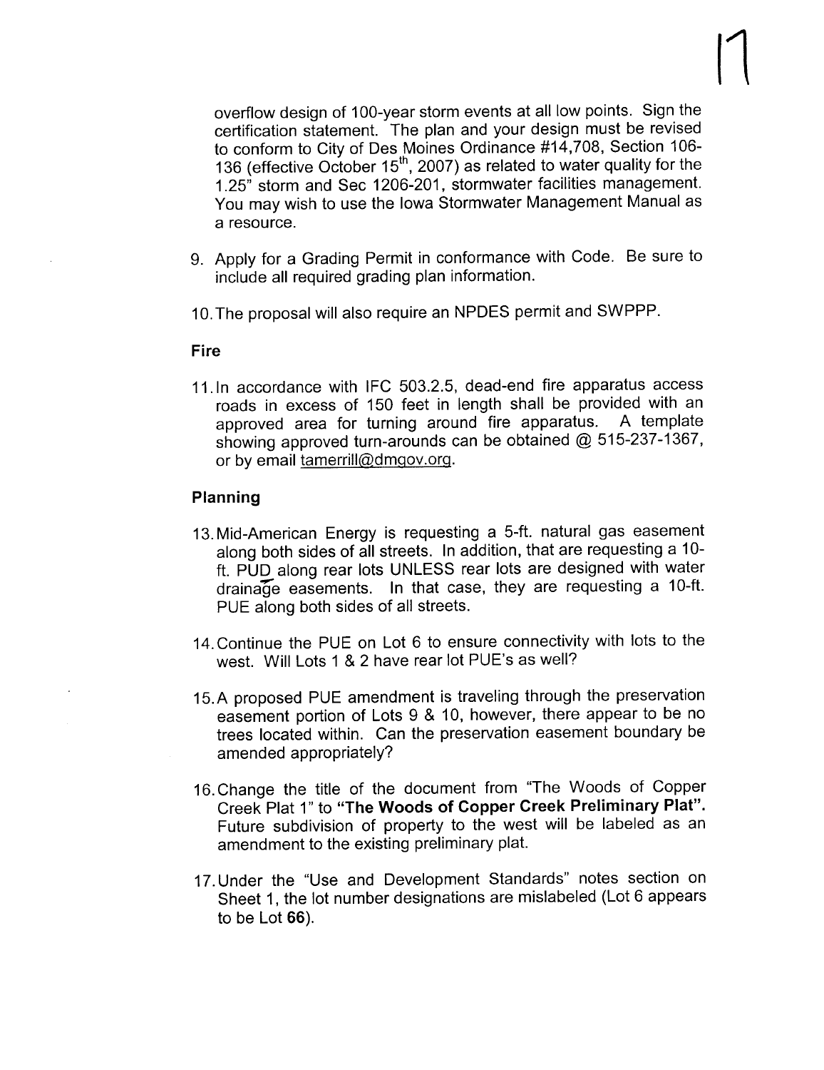overflow design of 100-year storm events at all low points. Sign the certification statement. The plan and your design must be revised to conform to City of Des Moines Ordinance #14,708, Section 106-136 (effective October 15th, 2007) as related to water quality for the 1.25" storm and Sec 1206-201, stormwater facilities management. You may wish to use the Iowa Stormwater Management Manual as a resource.

9. Apply for a Grading Permit in conformance with Code. Be sure to include all required grading plan information.

10. The proposal will also require an NPDES permit and SWPPP.

**Fire**

11. In accordance with IFC 503.2.5, dead-end fire apparatus access roads in excess of 150 feet in length shall be provided with an approved area for turning around fire apparatus. A template showing approved turn-arounds can be obtained @ 515-237-1367, or by email tamerrill@dmgov.org.

**Planning**

13. Mid-American Energy is requesting a 5-ft. natural gas easement along both sides of all streets. In addition, that are requesting a 10-ft. PUD along rear lots UNLESS rear lots are designed with water drainage easements. In that case, they are requesting a 10-ft. PUE along both sides of all streets.

14. Continue the PUE on Lot 6 to ensure connectivity with lots to the west. Will Lots 1 & 2 have rear lot PUE's as well?

15. A proposed PUE amendment is traveling through the preservation easement portion of Lots 9 & 10, however, there appear to be no trees located within. Can the preservation easement boundary be amended appropriately?

16. Change the title of the document from "The Woods of Copper Creek Plat 1" to **"The Woods of Copper Creek Preliminary Plat".** Future subdivision of property to the west will be labeled as an amendment to the existing preliminary plat.

17. Under the "Use and Development Standards" notes section on Sheet 1, the lot number designations are mislabeled (Lot 6 appears to be Lot **66**).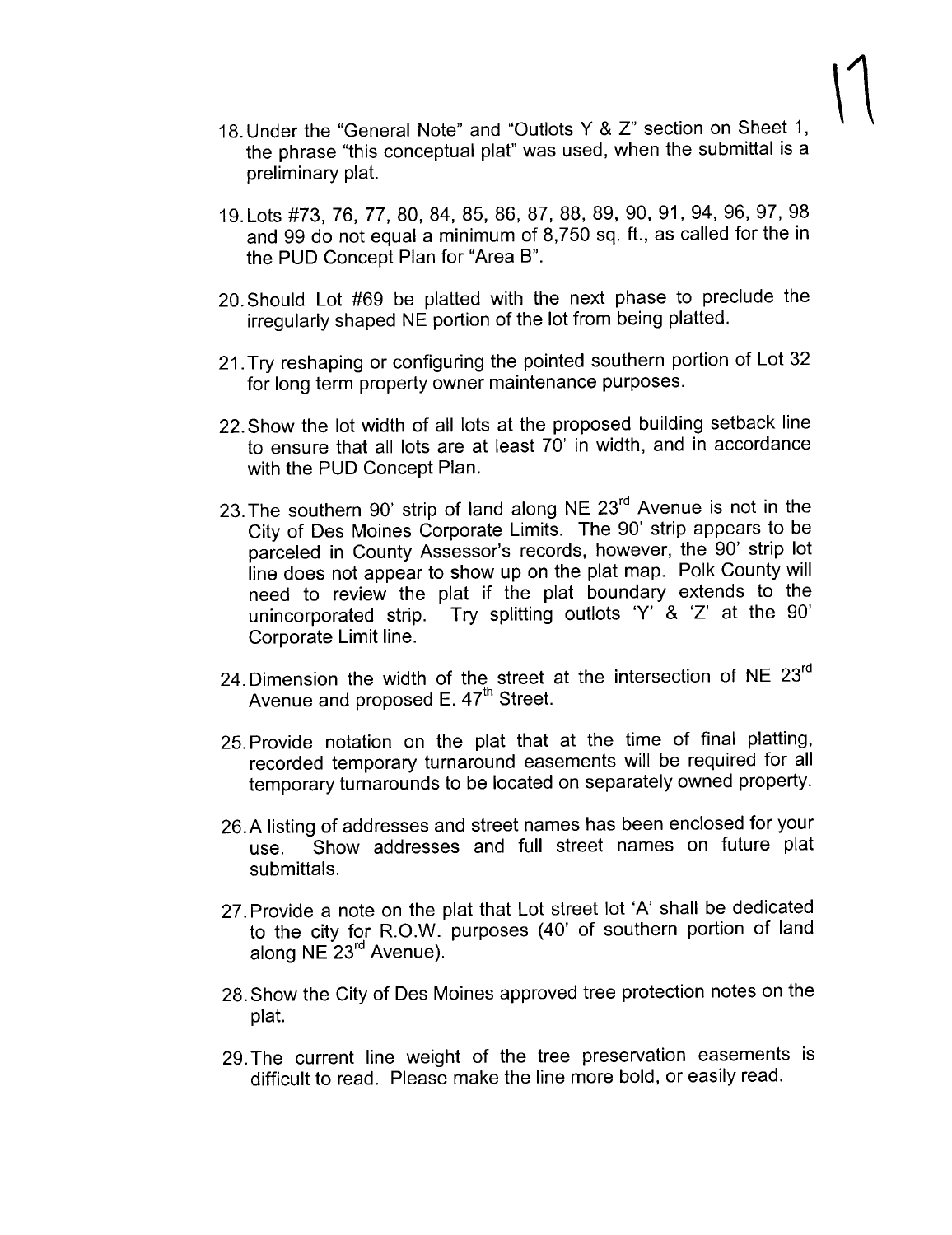18. Under the "General Note" and "Outlots Y & Z" section on Sheet 1, the phrase "this conceptual plat" was used, when the submittal is a preliminary plat.

19. Lots #73, 76, 77, 80, 84, 85, 86, 87, 88, 89, 90, 91, 94, 96, 97, 98 and 99 do not equal a minimum of 8,750 sq. ft., as called for the in the PUD Concept Plan for "Area B".

20. Should Lot #69 be platted with the next phase to preclude the irregularly shaped NE portion of the lot from being platted.

21. Try reshaping or configuring the pointed southern portion of Lot 32 for long term property owner maintenance purposes.

22. Show the lot width of all lots at the proposed building setback line to ensure that all lots are at least 70' in width, and in accordance with the PUD Concept Plan.

23. The southern 90' strip of land along NE 23rd Avenue is not in the City of Des Moines Corporate Limits. The 90' strip appears to be parceled in County Assessor's records, however, the 90' strip lot line does not appear to show up on the plat map. Polk County will need to review the plat if the plat boundary extends to the unincorporated strip. Try splitting outlots 'Y' & 'Z' at the 90' Corporate Limit line.

24. Dimension the width of the street at the intersection of NE 23rd Avenue and proposed E. 47th Street.

25. Provide notation on the plat that at the time of final platting, recorded temporary turnaround easements will be required for all temporary turnarounds to be located on separately owned property.

26. A listing of addresses and street names has been enclosed for your use. Show addresses and full street names on future plat submittals.

27. Provide a note on the plat that Lot street lot 'A' shall be dedicated to the city for R.O.W. purposes (40' of southern portion of land along NE 23rd Avenue).

28. Show the City of Des Moines approved tree protection notes on the plat.

29. The current line weight of the tree preservation easements is difficult to read. Please make the line more bold, or easily read.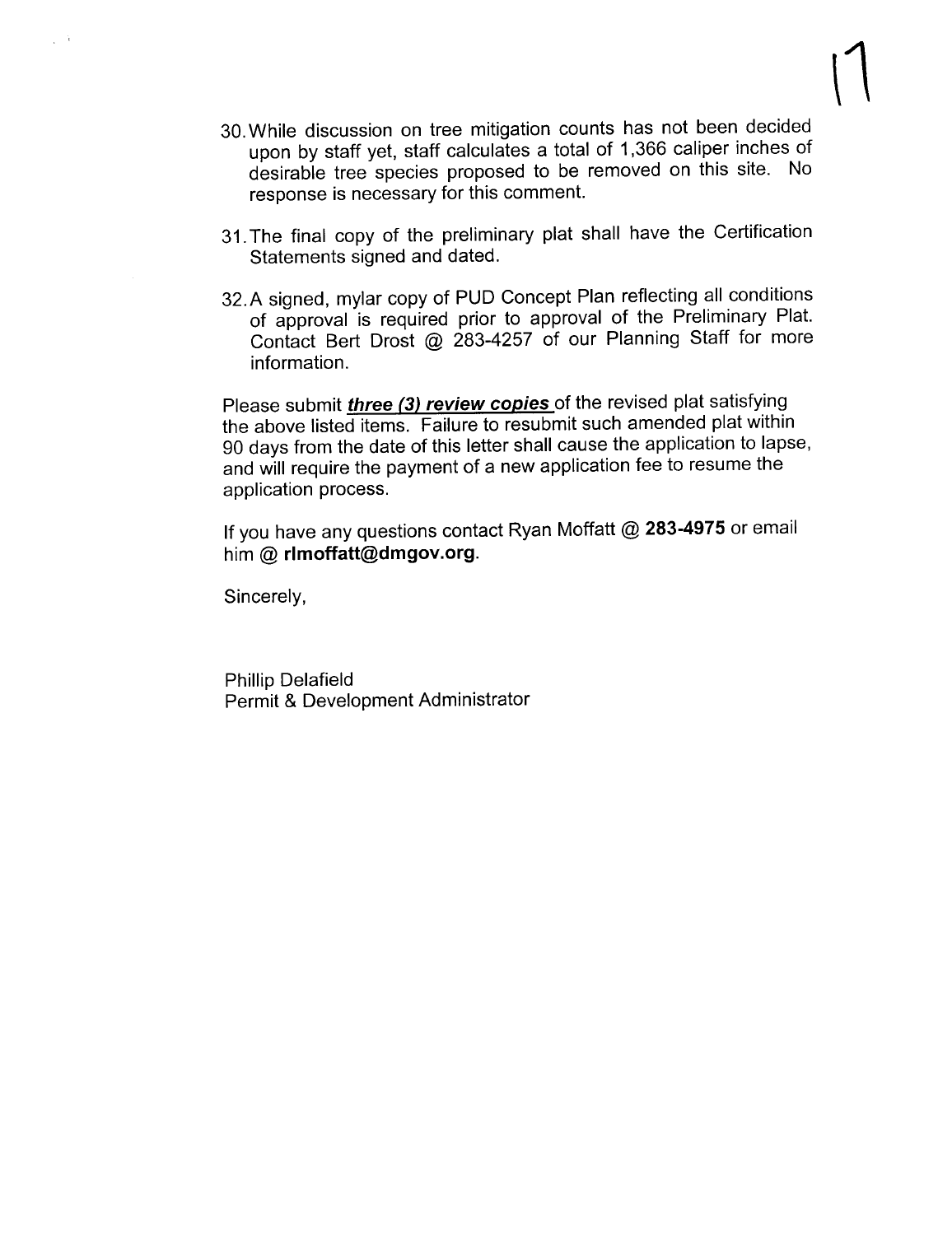30. While discussion on tree mitigation counts has not been decided upon by staff yet, staff calculates a total of 1,366 caliper inches of desirable tree species proposed to be removed on this site. No response is necessary for this comment.

31. The final copy of the preliminary plat shall have the Certification Statements signed and dated.

32. A signed, mylar copy of PUD Concept Plan reflecting all conditions of approval is required prior to approval of the Preliminary Plat. Contact Bert Drost @ 283-4257 of our Planning Staff for more information.

Please submit ***three (3) review copies*** of the revised plat satisfying the above listed items. Failure to resubmit such amended plat within 90 days from the date of this letter shall cause the application to lapse, and will require the payment of a new application fee to resume the application process.

If you have any questions contact Ryan Moffatt @ **283-4975** or email him @ **rlmoffatt@dmgov.org**.

Sincerely,

Phillip Delafield
Permit & Development Administrator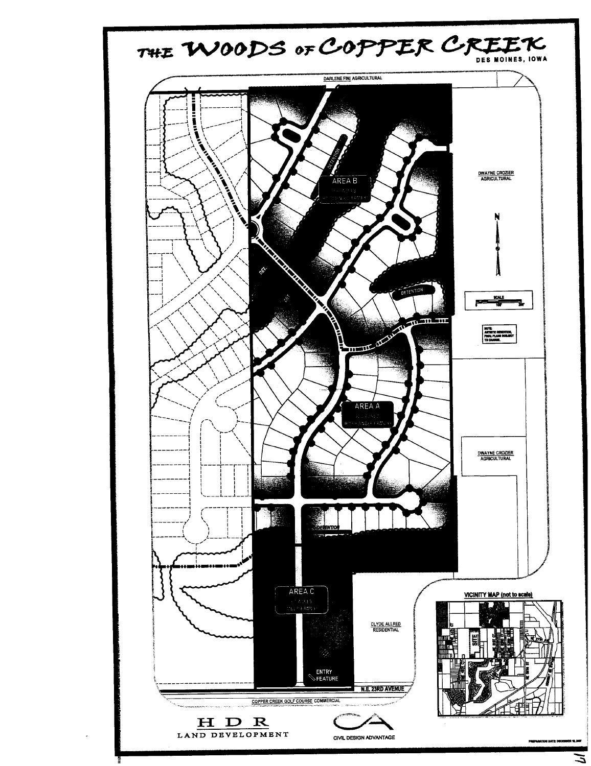# THE WOODS OF COPPER CREEK

DES MOINES, IOWA

DARLENE FINI AGRICULTURAL

AREA B

DETENTION

DET.

DET.

DETENTION

DWAYNE CROZIER
AGRICULTURAL

N

SCALE

NOTE: ARTISTIC RENDITION, FINAL PLANS SUBJECT TO CHANGE.

AREA A

DWAYNE CROZIER
AGRICULTURAL

DETENTION

AREA C

CLYDE ALLRED
RESIDENTIAL

VICINITY MAP (not to scale)

SITE

ENTRY FEATURE

N.E. 23RD AVENUE

COPPER CREEK GOLF COURSE COMMERCIAL

HDR
LAND DEVELOPMENT

CIVIL DESIGN ADVANTAGE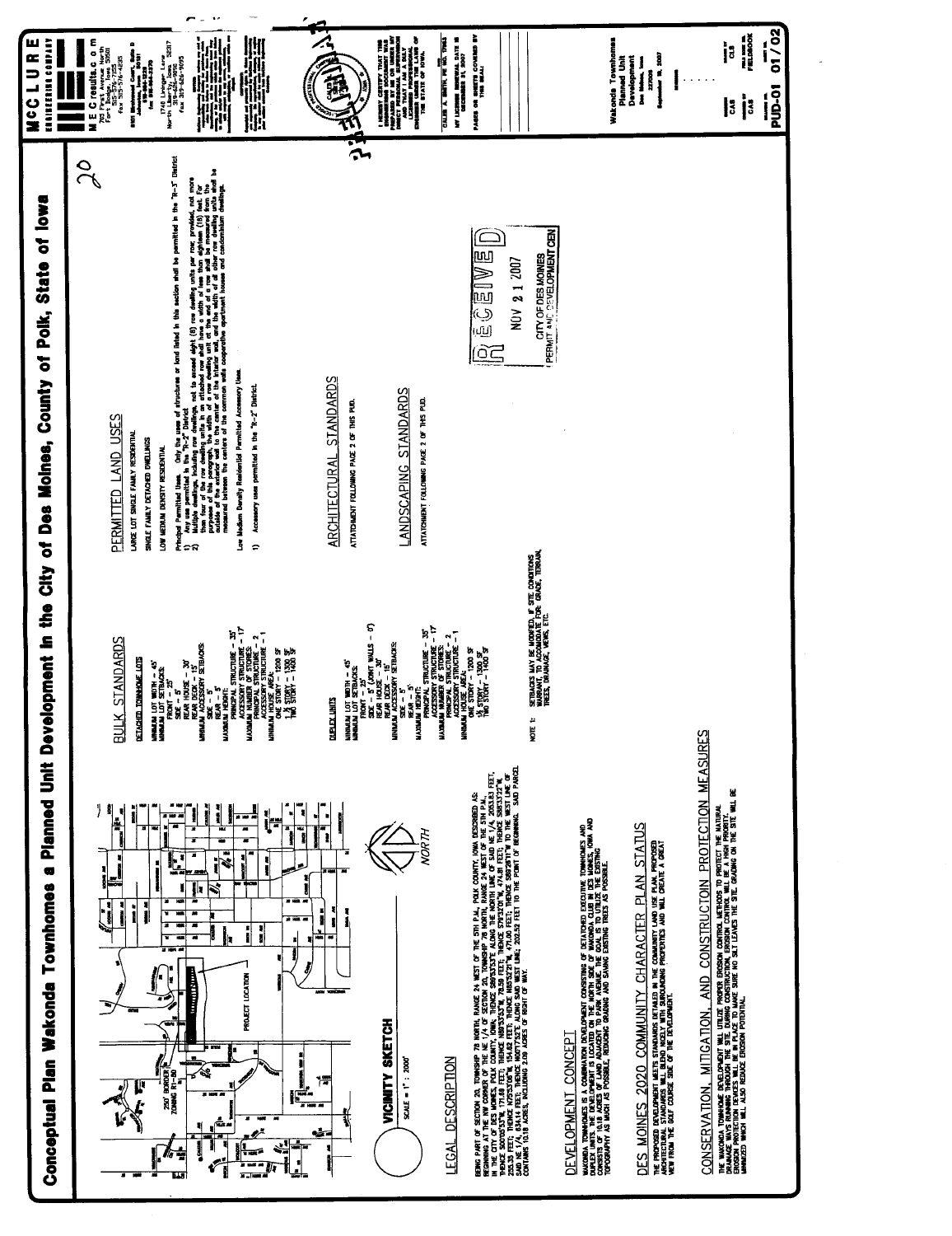# Conceptual Plan Wakonda Townhomes a Planned Unit Development in the City of Des Moines, County of Polk, State of Iowa

## VICINITY SKETCH

SCALE = 1" : 2000'

PROJECT LOCATION

250' BORDER ZONING R-80

NORTH

## LEGAL DESCRIPTION

BEING PART OF SECTION 20, TOWNSHIP 78 NORTH, RANGE 24 WEST OF THE 5TH P.M., POLK COUNTY, IOWA DESCRIBED AS: BEGINNING AT THE NW CORNER OF THE NE 1/4 OF SECTION 20, TOWNSHIP 78 NORTH, RANGE 24 WEST OF THE 5TH P.M., IN THE CITY OF DES MOINES, POLK COUNTY, IOWA; THENCE S89°53'53"E ALONG THE NORTH LINE OF SAID NE 1/4, 2053.83 FEET; THENCE S00°05'53"W, 171.69 FEET; THENCE N89°53'53"W, 78.59 FEET; THENCE S79°33'01"W, 474.81 FEET; THENCE S88°13'32"W, 255.35 FEET; THENCE N75°53'06"W, 154.82 FEET; THENCE N85°53'21"W, 471.00 FEET; THENCE S89°28'11"W TO THE WEST LINE OF SAID NE 1/4, 634.14 FEET; THENCE N00°17'52"E ALONG SAID WEST LINE, 202.52 FEET TO THE POINT OF BEGINNING. SAID PARCEL CONTAINS 10.18 ACRES, INCLUDING 2.09 ACRES OF RIGHT OF WAY.

## DEVELOPMENT CONCEPT

WAKONDA TOWNHOMES IS A COMBINATION DEVELOPMENT CONSISTING OF DETACHED EXECUTIVE TOWNHOMES AND DUPLEX UNITS. THE DEVELOPMENT IS LOCATED ON THE NORTH SIDE OF WAKONDA CLUB IN DES MOINES, IOWA AND CONSISTS OF 10.18 ACRES OF LAND ADJACENT TO PARK AVENUE. THE GOAL IS TO UTILIZE THE EXISTING TOPOGRAPHY AS MUCH AS POSSIBLE, REDUCING GRADING AND SAVING EXISTING TREES AS POSSIBLE.

## DES MOINES 2020 COMMUNITY CHARACTER PLAN STATUS

THE PROPOSED DEVELOPMENT MEETS STANDARDS DETAILED IN THE COMMUNITY LAND USE PLAN. PROPOSED ARCHITECTURAL STANDARDS WILL BLEND NICELY WITH SURROUNDING PROPERTIES AND WILL CREATE A GREAT VIEW FROM THE GOLF COURSE SIDE OF THE DEVELOPMENT.

## CONSERVATION, MITIGATION, AND CONSTRUCTOIN PROTECTION MEASURES

THE WAKONDA TOWNHOME DEVELOPMENT WILL UTILIZE PROPER EROSION CONTROL METHODS TO PROTECT THE NATURAL DRAINAGE WAYS RUNNING THROUGH THE SITE. DURING CONSTRUCTION, EROSION CONTROL WILL BE A HIGH PRIORITY. EROSION PROTECTION DEVICES WILL BE IN PLACE TO MAKE SURE NO SILT LEAVES THE SITE. GRADING ON THE SITE WILL BE MINIMIZED WHICH WILL ALSO REDUCE EROSION POTENTIAL.

## BULK STANDARDS

DETACHED TOWNHOME LOTS

MINIMUM LOT WIDTH – 45'
MINIMUM LOT SETBACKS:
- FRONT – 25'
- SIDE – 5'
- REAR HOUSE – 30'
- REAR DECK – 15'

MINIMUM ACCESSORY SETBACKS:
- SIDE – 5'
- REAR – 5'

MAXIMUM HEIGHT:
- PRINCIPAL STRUCTURE – 35'
- ACCESSORY STRUCTURE – 17'

MAXIMUM NUMBER OF STORIES:
- PRINCIPAL STRUCTURE – 2
- ACCESSORY STRUCTURE – 1

MINIMUM HOUSE AREA:
- ONE STORY – 1200 SF
- 1½ STORY – 1300 SF
- TWO STORY – 1400 SF

DUPLEX UNITS

MINIMUM LOT WIDTH – 45'
MINIMUM LOT SETBACKS:
- FRONT – 25'
- SIDE – 5' (JOINT WALLS – 0')
- REAR HOUSE – 30'
- REAR DECK – 15'

MINIMUM ACCESSORY SETBACKS:
- SIDE – 5'
- REAR – 5'

MAXIMUM HEIGHT:
- PRINCIPAL STRUCTURE – 35'
- ACCESSORY STRUCTURE – 17'

MAXIMUM NUMBER OF STORIES:
- PRINCIPAL STRUCTURE – 2
- ACCESSORY STRUCTURE – 1

MINIMUM HOUSE AREA:
- ONE STORY – 1200 SF
- 1½ STORY – 1300 SF
- TWO STORY – 1400 SF

NOTE 1: SETBACKS MAY BE MODIFIED, IF SITE CONDITIONS WARRANT, TO ACCOMODATE FOR GRADE, TERRAIN, TREES, DRAINAGE, VIEWS, ETC.

## PERMITTED LAND USES

LARGE LOT SINGLE FAMILY RESIDENTIAL

SINGLE FAMILY DETACHED DWELLINGS

LOW MEDIUM DENSITY RESIDENTIAL

Principal Permitted Uses. Only the uses of structures or land listed in this section shall be permitted in the "R-3" District.
1) Any use permitted in the "R-2" District.
2) Multiple dwellings, including row dwellings, not to exceed eight (8) row dwelling units per row; provided, not more than four of the row dwelling units in an attached row shall have a width of less than eighteen (18) feet. For purposes of this paragraph, the width of a row dwelling unit at the end of a row shall be measured from the outside of the exterior wall to the center of the interior wall, and the width of all other row dwelling units shall be measured between the centers of the common walls cooperative apartment houses and condominium dwellings.

Low Medium Density Residential Permitted Accessory Uses.
1) Accessory uses permitted in the "R-2" District.

## ARCHITECTURAL STANDARDS

ATTATCHMENT FOLLOWING PAGE 2 OF THIS PUD.

## LANDSCAPING STANDARDS

ATTATCHMENT FOLLOWING PAGE 2 OF THIS PUD.

RECEIVED
NOV 21 2007
CITY OF DES MOINES
PERMIT AND DEVELOPMENT CEN

20

MCCLURE ENGINEERING COMPANY

MECresults.com
705 First Avenue North, Fort Dodge, Iowa 50501
Ph: 515-576-7755 Fax: 515-576-4235

I HEREBY CERTIFY THAT THIS ENGINEERING DOCUMENT WAS PREPARED BY ME OR UNDER MY DIRECT PERSONAL SUPERVISION AND THAT I AM A DULY LICENSED PROFESSIONAL ENGINEER UNDER THE LAWS OF THE STATE OF IOWA.

CALEB A. SMITH, PE NO. 17963

MY LICENSE RENEWAL DATE IS DECEMBER 31, 2007

PAGES OR SHEETS COVERED BY THIS SEAL:

Wakonda Townhomes
Planned Unit Development
Des Moines, Iowa
227009
September 18, 2007

CAS | CLS
CAS | FIELDBOOK

PUD-01 01/02